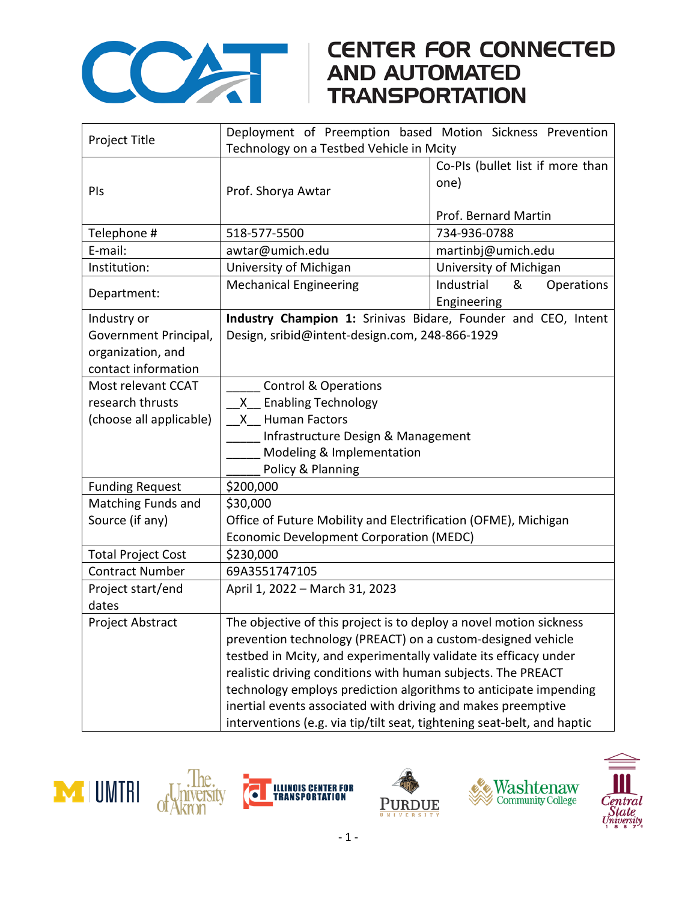# CENTER FOR CONNECTED AND AUTOMATED TRANSPORTATION

| Project Title | Deployment of Preemption based Motion Sickness Prevention Technology on a Testbed Vehicle in Mcity | |
|---|---|---|
| PIs | Prof. Shorya Awtar | Co-PIs (bullet list if more than one)<br><br>Prof. Bernard Martin |
| Telephone # | 518-577-5500 | 734-936-0788 |
| E-mail: | awtar@umich.edu | martinbj@umich.edu |
| Institution: | University of Michigan | University of Michigan |
| Department: | Mechanical Engineering | Industrial & Operations Engineering |
| Industry or Government Principal, organization, and contact information | **Industry Champion 1:** Srinivas Bidare, Founder and CEO, Intent Design, sribid@intent-design.com, 248-866-1929 | |
| Most relevant CCAT research thrusts (choose all applicable) | _____ Control & Operations<br>__X__ Enabling Technology<br>__X__ Human Factors<br>_____ Infrastructure Design & Management<br>_____ Modeling & Implementation<br>_____ Policy & Planning | |
| Funding Request | $200,000 | |
| Matching Funds and Source (if any) | $30,000<br>Office of Future Mobility and Electrification (OFME), Michigan Economic Development Corporation (MEDC) | |
| Total Project Cost | $230,000 | |
| Contract Number | 69A3551747105 | |
| Project start/end dates | April 1, 2022 – March 31, 2023 | |
| Project Abstract | The objective of this project is to deploy a novel motion sickness prevention technology (PREACT) on a custom-designed vehicle testbed in Mcity, and experimentally validate its efficacy under realistic driving conditions with human subjects. The PREACT technology employs prediction algorithms to anticipate impending inertial events associated with driving and makes preemptive interventions (e.g. via tip/tilt seat, tightening seat-belt, and haptic | |

UMTRI · The University of Akron · Illinois Center for Transportation · Purdue University · Washtenaw Community College · Central State University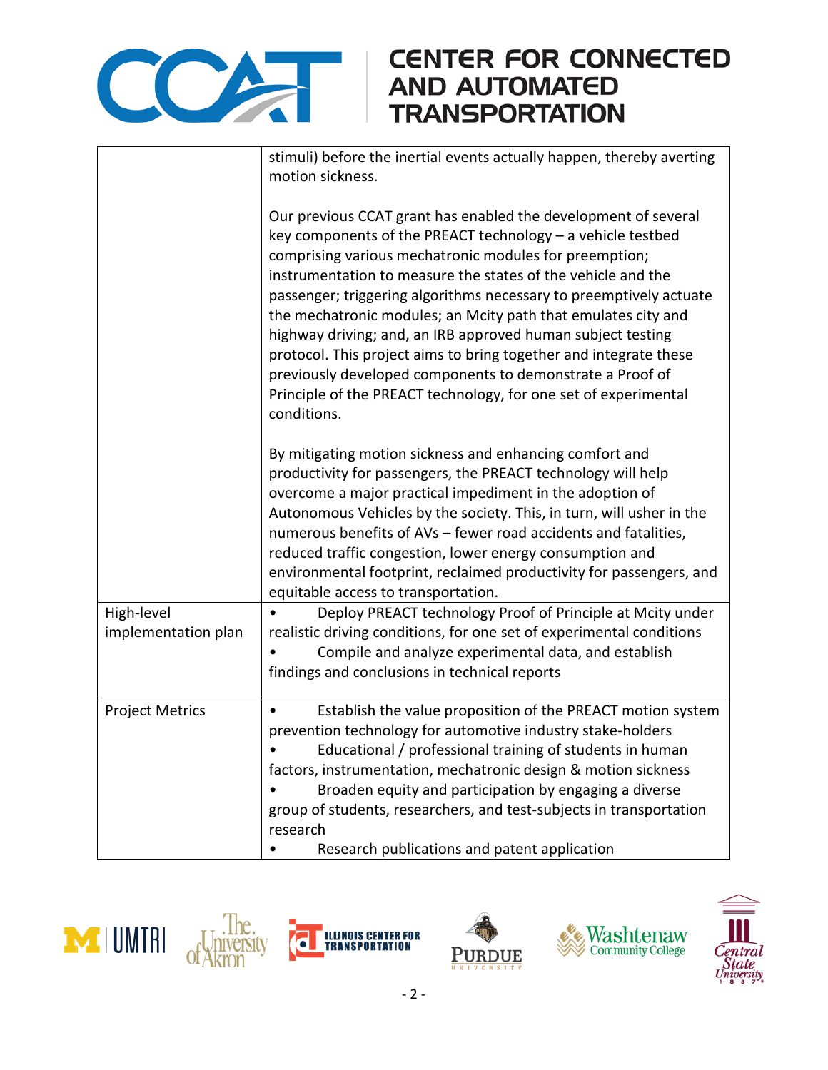| | |
|---|---|
| | stimuli) before the inertial events actually happen, thereby averting motion sickness.<br><br>Our previous CCAT grant has enabled the development of several key components of the PREACT technology – a vehicle testbed comprising various mechatronic modules for preemption; instrumentation to measure the states of the vehicle and the passenger; triggering algorithms necessary to preemptively actuate the mechatronic modules; an Mcity path that emulates city and highway driving; and, an IRB approved human subject testing protocol. This project aims to bring together and integrate these previously developed components to demonstrate a Proof of Principle of the PREACT technology, for one set of experimental conditions.<br><br>By mitigating motion sickness and enhancing comfort and productivity for passengers, the PREACT technology will help overcome a major practical impediment in the adoption of Autonomous Vehicles by the society. This, in turn, will usher in the numerous benefits of AVs – fewer road accidents and fatalities, reduced traffic congestion, lower energy consumption and environmental footprint, reclaimed productivity for passengers, and equitable access to transportation. |
| High-level implementation plan | • Deploy PREACT technology Proof of Principle at Mcity under realistic driving conditions, for one set of experimental conditions<br>• Compile and analyze experimental data, and establish findings and conclusions in technical reports |
| Project Metrics | • Establish the value proposition of the PREACT motion system prevention technology for automotive industry stake-holders<br>• Educational / professional training of students in human factors, instrumentation, mechatronic design & motion sickness<br>• Broaden equity and participation by engaging a diverse group of students, researchers, and test-subjects in transportation research<br>• Research publications and patent application |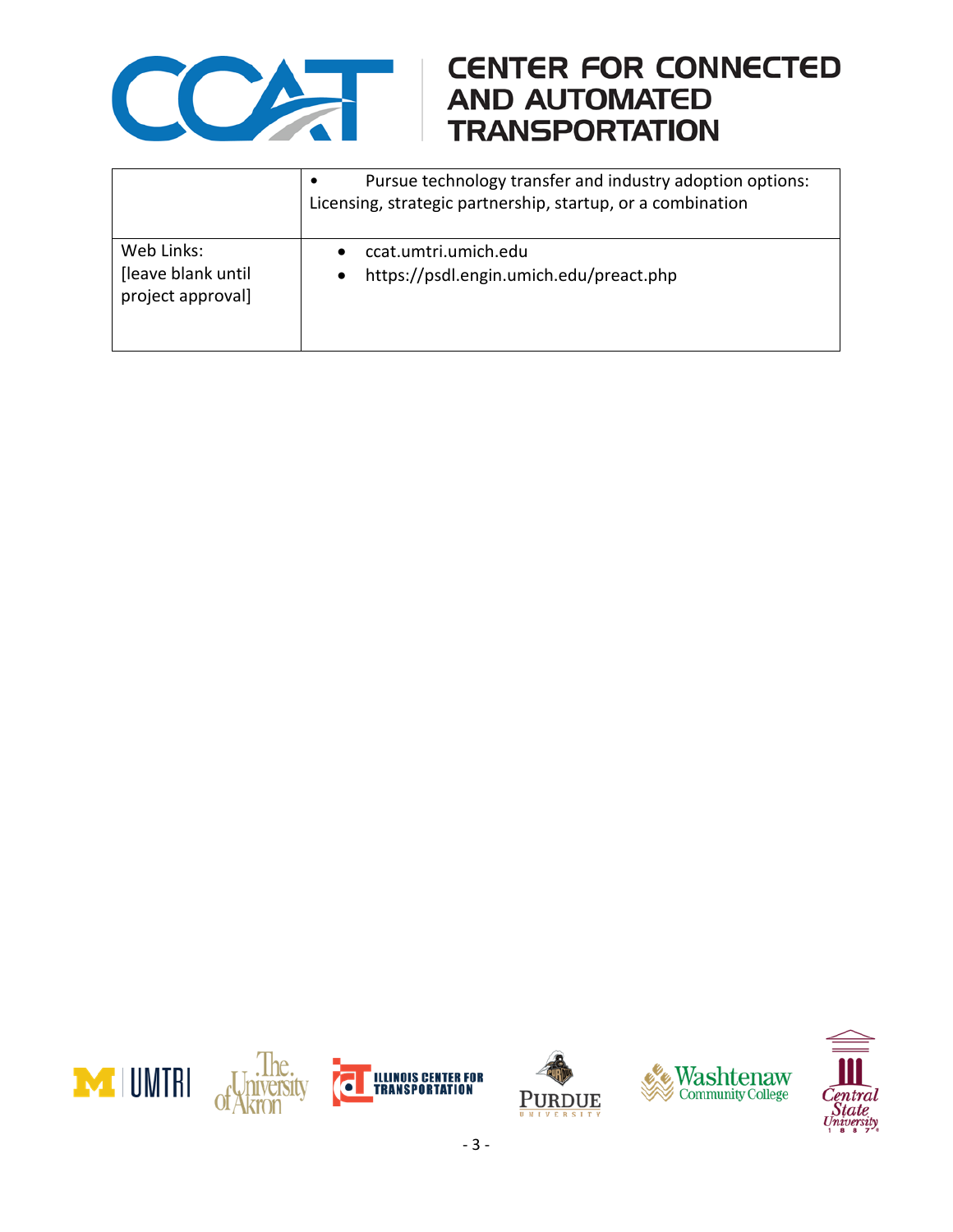| | |
|---|---|
| | • Pursue technology transfer and industry adoption options: Licensing, strategic partnership, startup, or a combination |
| Web Links: [leave blank until project approval] | • ccat.umtri.umich.edu<br>• https://psdl.engin.umich.edu/preact.php |